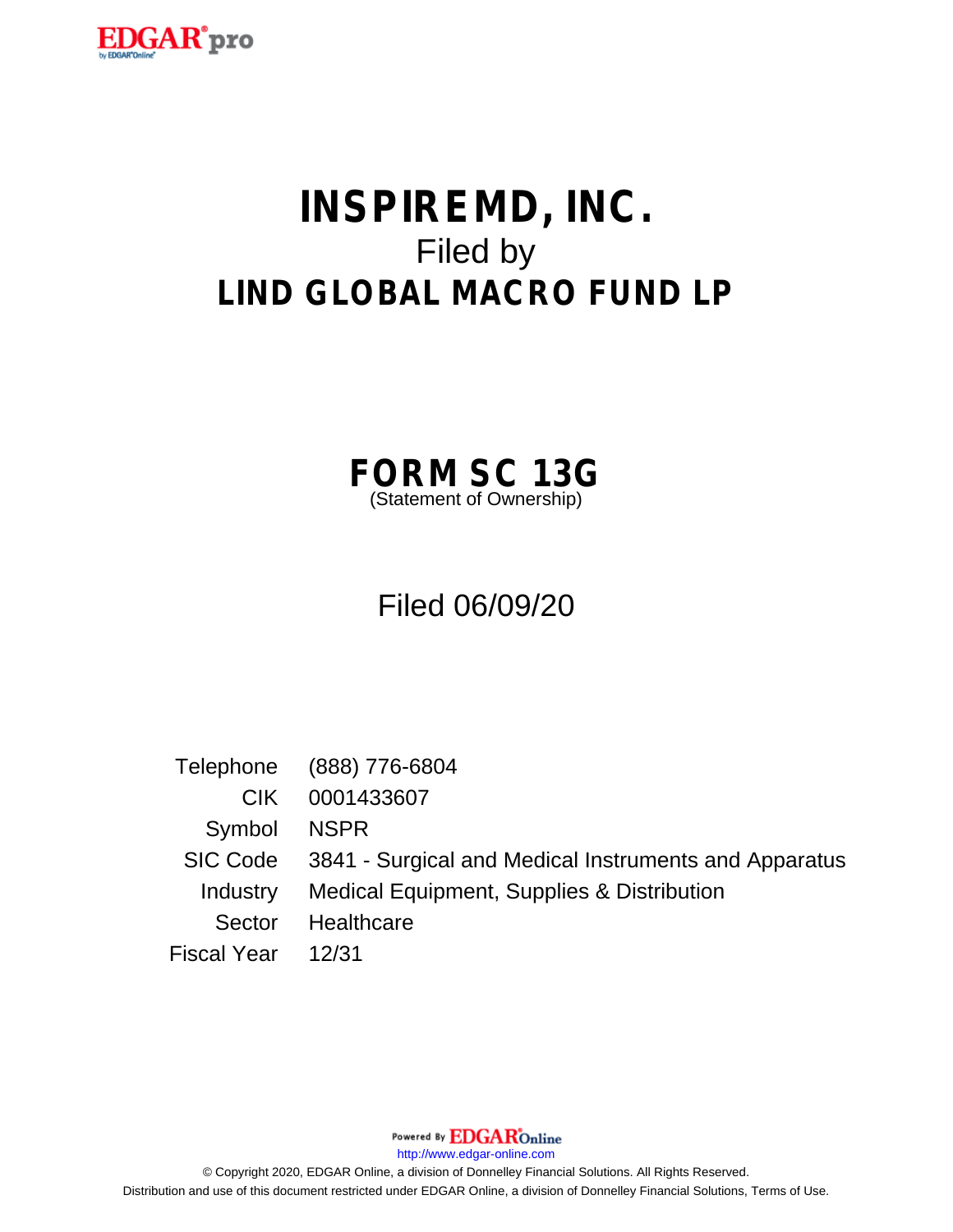# INSPIREMD, INC.

Filed by

## LIND GLOBAL MACRO FUND LP

## FORM SC 13G

(Statement of Ownership)

Filed 06/09/20

| | |
|---|---|
| Telephone | (888) 776-6804 |
| CIK | 0001433607 |
| Symbol | NSPR |
| SIC Code | 3841 - Surgical and Medical Instruments and Apparatus |
| Industry | Medical Equipment, Supplies & Distribution |
| Sector | Healthcare |
| Fiscal Year | 12/31 |

Powered By EDGAR Online

http://www.edgar-online.com

© Copyright 2020, EDGAR Online, a division of Donnelley Financial Solutions. All Rights Reserved.

Distribution and use of this document restricted under EDGAR Online, a division of Donnelley Financial Solutions, Terms of Use.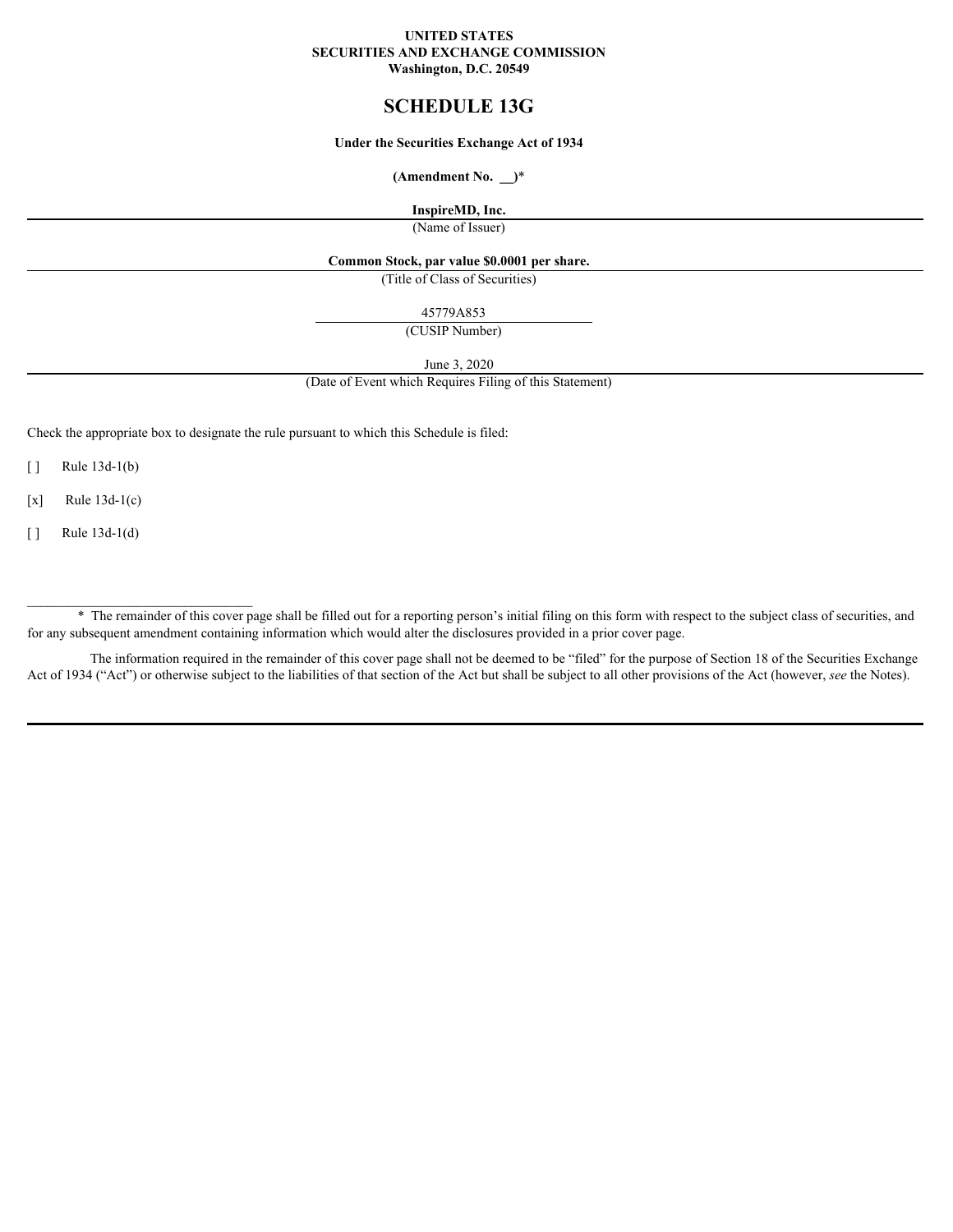**UNITED STATES**
**SECURITIES AND EXCHANGE COMMISSION**
**Washington, D.C. 20549**

# SCHEDULE 13G

**Under the Securities Exchange Act of 1934**

**(Amendment No. __)***

**InspireMD, Inc.**

(Name of Issuer)

**Common Stock, par value $0.0001 per share.**

(Title of Class of Securities)

45779A853

(CUSIP Number)

June 3, 2020

(Date of Event which Requires Filing of this Statement)

Check the appropriate box to designate the rule pursuant to which this Schedule is filed:

[ ] Rule 13d-1(b)

[x] Rule 13d-1(c)

[ ] Rule 13d-1(d)

---

* The remainder of this cover page shall be filled out for a reporting person's initial filing on this form with respect to the subject class of securities, and for any subsequent amendment containing information which would alter the disclosures provided in a prior cover page.

The information required in the remainder of this cover page shall not be deemed to be "filed" for the purpose of Section 18 of the Securities Exchange Act of 1934 ("Act") or otherwise subject to the liabilities of that section of the Act but shall be subject to all other provisions of the Act (however, *see* the Notes).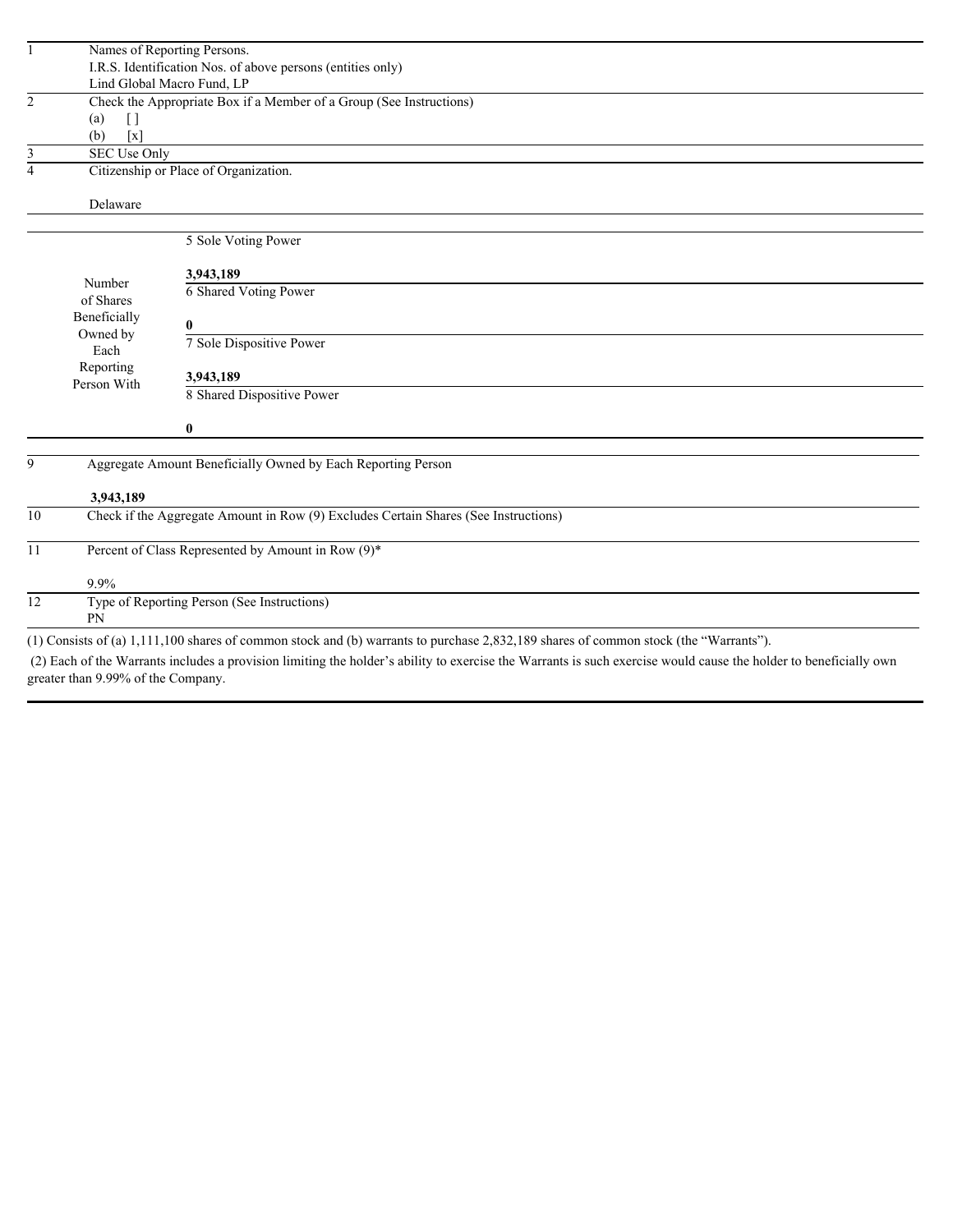| | |
|---|---|
| 1 | Names of Reporting Persons.<br>I.R.S. Identification Nos. of above persons (entities only)<br>Lind Global Macro Fund, LP |
| 2 | Check the Appropriate Box if a Member of a Group (See Instructions)<br>(a) [ ]<br>(b) [x] |
| 3 | SEC Use Only |
| 4 | Citizenship or Place of Organization.<br><br>Delaware |

| | |
|---|---|
| Number of Shares Beneficially Owned by Each Reporting Person With | 5 Sole Voting Power<br><br>**3,943,189** |
| | 6 Shared Voting Power<br><br>**0** |
| | 7 Sole Dispositive Power<br><br>**3,943,189** |
| | 8 Shared Dispositive Power<br><br>**0** |

| | |
|---|---|
| 9 | Aggregate Amount Beneficially Owned by Each Reporting Person<br><br>**3,943,189** |
| 10 | Check if the Aggregate Amount in Row (9) Excludes Certain Shares (See Instructions) |
| 11 | Percent of Class Represented by Amount in Row (9)*<br><br>9.9% |
| 12 | Type of Reporting Person (See Instructions)<br>PN |

(1) Consists of (a) 1,111,100 shares of common stock and (b) warrants to purchase 2,832,189 shares of common stock (the "Warrants").

(2) Each of the Warrants includes a provision limiting the holder's ability to exercise the Warrants is such exercise would cause the holder to beneficially own greater than 9.99% of the Company.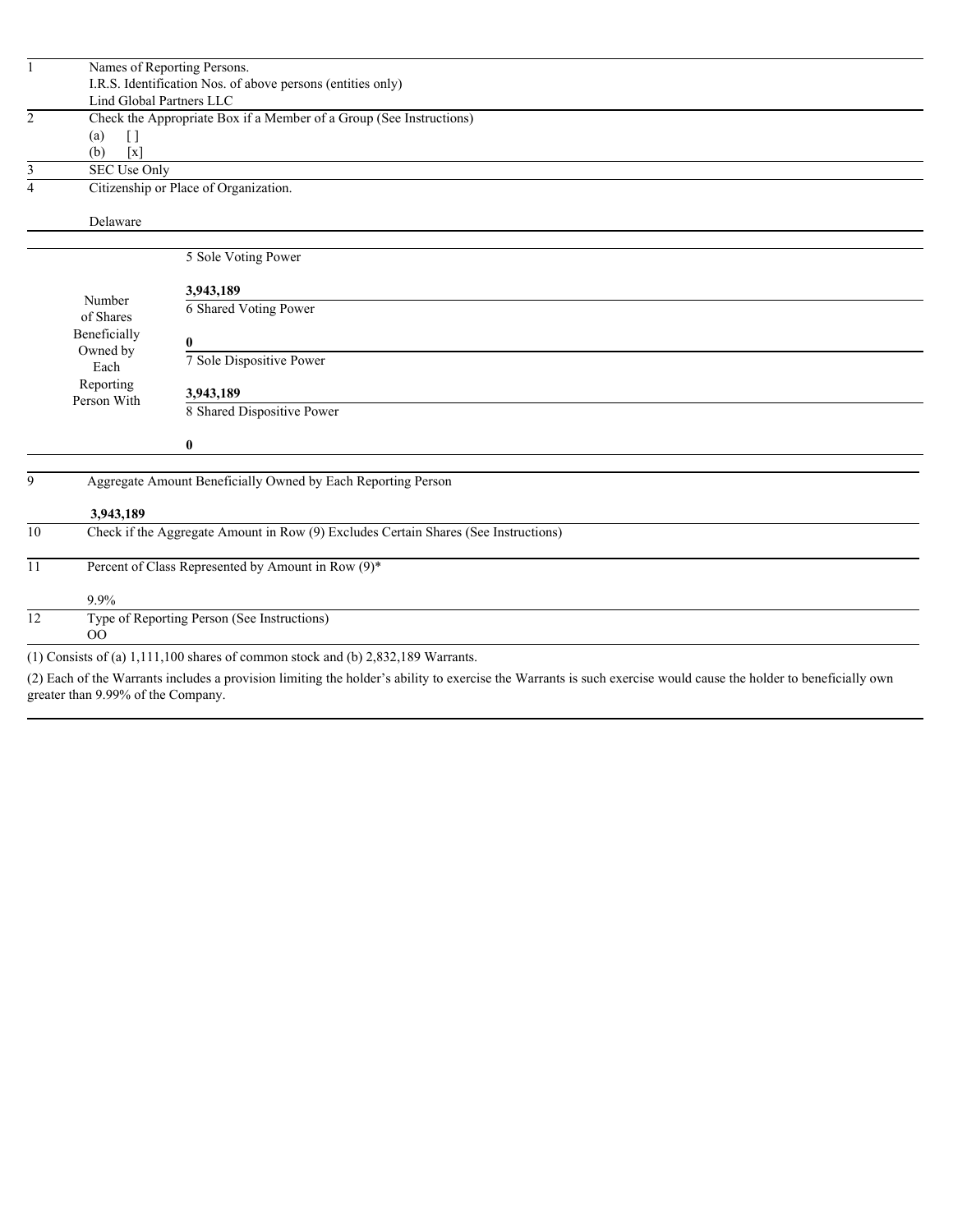| | |
|---|---|
| 1 | Names of Reporting Persons.<br>I.R.S. Identification Nos. of above persons (entities only)<br>Lind Global Partners LLC |
| 2 | Check the Appropriate Box if a Member of a Group (See Instructions)<br>(a) [ ]<br>(b) [x] |
| 3 | SEC Use Only |
| 4 | Citizenship or Place of Organization.<br><br>Delaware |

| | |
|---|---|
| Number of Shares Beneficially Owned by Each Reporting Person With | 5 Sole Voting Power<br><br>**3,943,189** |
| | 6 Shared Voting Power<br><br>**0** |
| | 7 Sole Dispositive Power<br><br>**3,943,189** |
| | 8 Shared Dispositive Power<br><br>**0** |

| | |
|---|---|
| 9 | Aggregate Amount Beneficially Owned by Each Reporting Person<br><br>**3,943,189** |
| 10 | Check if the Aggregate Amount in Row (9) Excludes Certain Shares (See Instructions) |
| 11 | Percent of Class Represented by Amount in Row (9)*<br><br>9.9% |
| 12 | Type of Reporting Person (See Instructions)<br>OO |

(1) Consists of (a) 1,111,100 shares of common stock and (b) 2,832,189 Warrants.

(2) Each of the Warrants includes a provision limiting the holder's ability to exercise the Warrants is such exercise would cause the holder to beneficially own greater than 9.99% of the Company.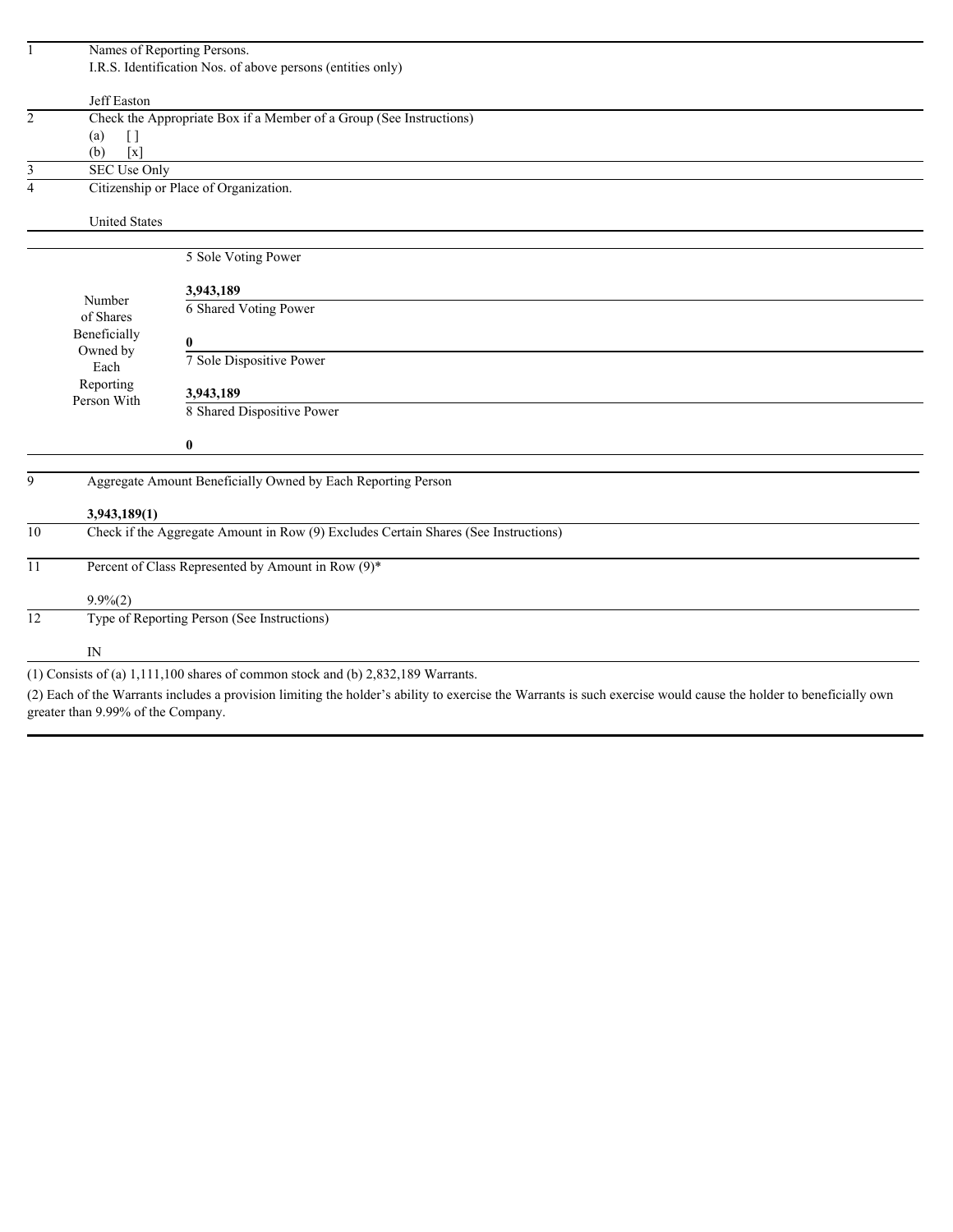| | | |
|---|---|---|
| 1 | Names of Reporting Persons.<br>I.R.S. Identification Nos. of above persons (entities only)<br><br>Jeff Easton | |
| 2 | Check the Appropriate Box if a Member of a Group (See Instructions)<br>(a) [ ]<br>(b) [x] | |
| 3 | SEC Use Only | |
| 4 | Citizenship or Place of Organization.<br><br>United States | |

| | | |
|---|---|---|
| Number of Shares Beneficially Owned by Each Reporting Person With | 5 | Sole Voting Power<br><br>**3,943,189** |
| | 6 | Shared Voting Power<br><br>**0** |
| | 7 | Sole Dispositive Power<br><br>**3,943,189** |
| | 8 | Shared Dispositive Power<br><br>**0** |

| | |
|---|---|
| 9 | Aggregate Amount Beneficially Owned by Each Reporting Person<br><br>**3,943,189(1)** |
| 10 | Check if the Aggregate Amount in Row (9) Excludes Certain Shares (See Instructions) |
| 11 | Percent of Class Represented by Amount in Row (9)*<br><br>9.9%(2) |
| 12 | Type of Reporting Person (See Instructions)<br><br>IN |

(1) Consists of (a) 1,111,100 shares of common stock and (b) 2,832,189 Warrants.

(2) Each of the Warrants includes a provision limiting the holder's ability to exercise the Warrants is such exercise would cause the holder to beneficially own greater than 9.99% of the Company.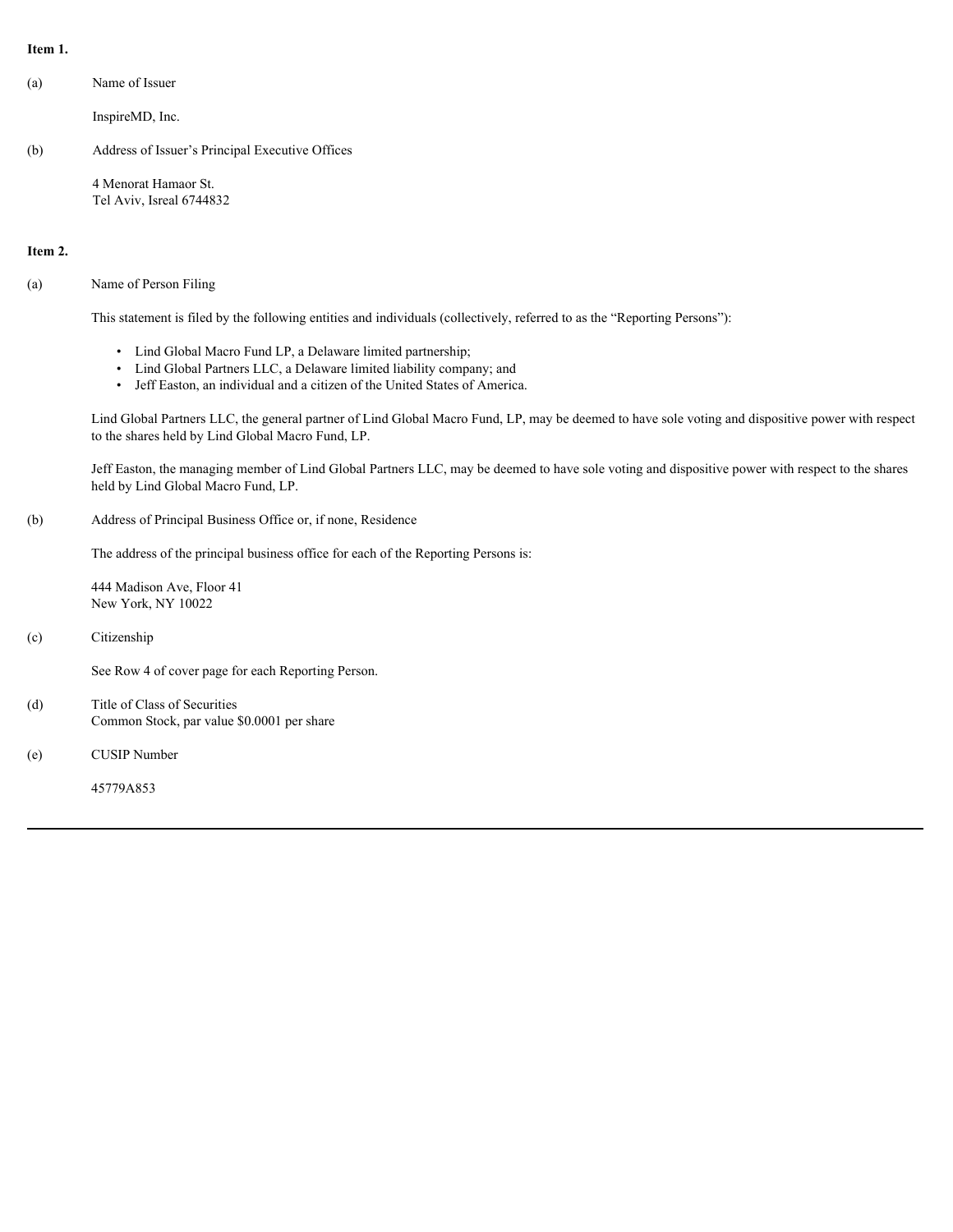**Item 1.**

(a) Name of Issuer

InspireMD, Inc.

(b) Address of Issuer's Principal Executive Offices

4 Menorat Hamaor St.
Tel Aviv, Isreal 6744832

**Item 2.**

(a) Name of Person Filing

This statement is filed by the following entities and individuals (collectively, referred to as the "Reporting Persons"):

- Lind Global Macro Fund LP, a Delaware limited partnership;
- Lind Global Partners LLC, a Delaware limited liability company; and
- Jeff Easton, an individual and a citizen of the United States of America.

Lind Global Partners LLC, the general partner of Lind Global Macro Fund, LP, may be deemed to have sole voting and dispositive power with respect to the shares held by Lind Global Macro Fund, LP.

Jeff Easton, the managing member of Lind Global Partners LLC, may be deemed to have sole voting and dispositive power with respect to the shares held by Lind Global Macro Fund, LP.

(b) Address of Principal Business Office or, if none, Residence

The address of the principal business office for each of the Reporting Persons is:

444 Madison Ave, Floor 41
New York, NY 10022

(c) Citizenship

See Row 4 of cover page for each Reporting Person.

(d) Title of Class of Securities
Common Stock, par value $0.0001 per share

(e) CUSIP Number

45779A853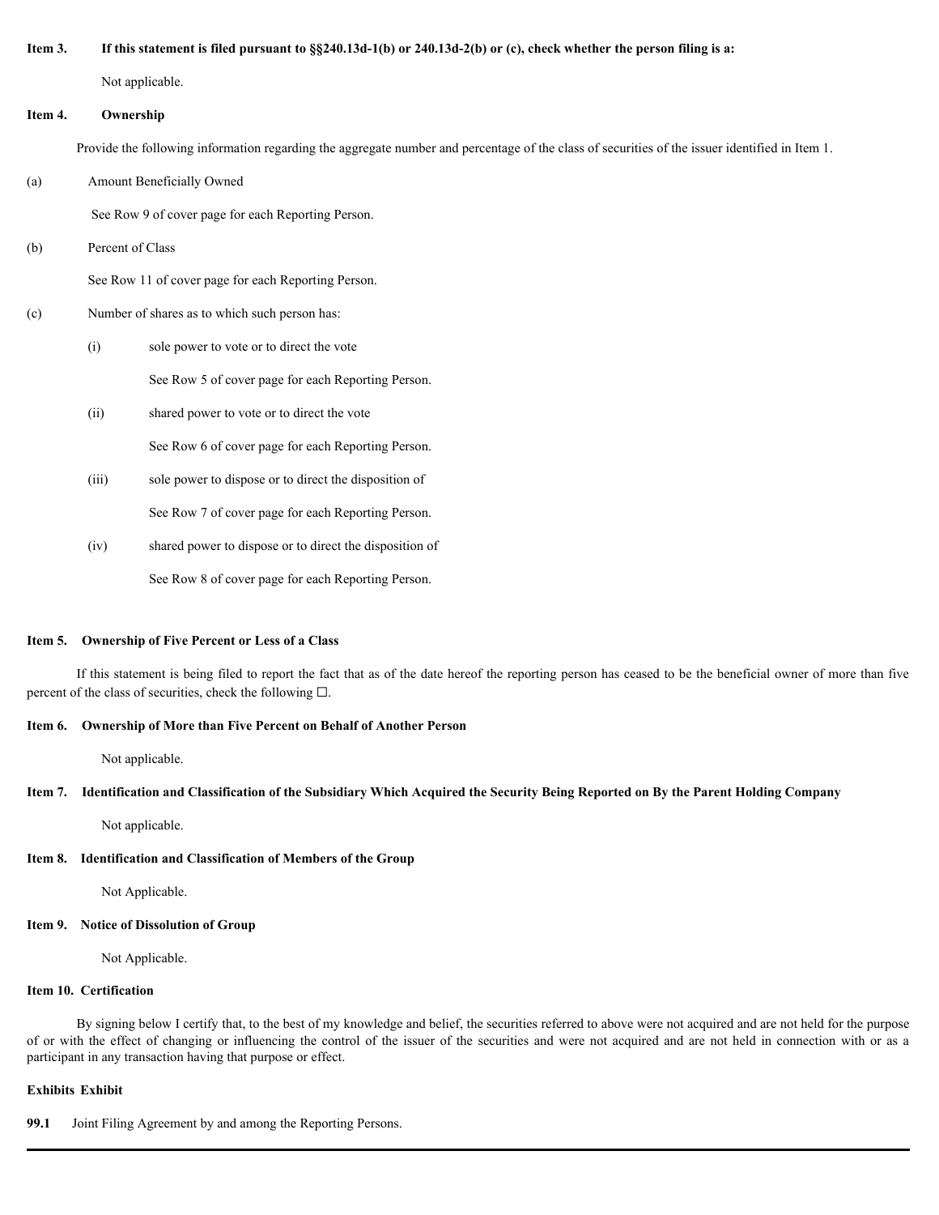**Item 3. If this statement is filed pursuant to §§240.13d-1(b) or 240.13d-2(b) or (c), check whether the person filing is a:**

Not applicable.

**Item 4. Ownership**

Provide the following information regarding the aggregate number and percentage of the class of securities of the issuer identified in Item 1.

(a) Amount Beneficially Owned

See Row 9 of cover page for each Reporting Person.

(b) Percent of Class

See Row 11 of cover page for each Reporting Person.

(c) Number of shares as to which such person has:

(i) sole power to vote or to direct the vote

See Row 5 of cover page for each Reporting Person.

(ii) shared power to vote or to direct the vote

See Row 6 of cover page for each Reporting Person.

(iii) sole power to dispose or to direct the disposition of

See Row 7 of cover page for each Reporting Person.

(iv) shared power to dispose or to direct the disposition of

See Row 8 of cover page for each Reporting Person.

**Item 5. Ownership of Five Percent or Less of a Class**

If this statement is being filed to report the fact that as of the date hereof the reporting person has ceased to be the beneficial owner of more than five percent of the class of securities, check the following ☐.

**Item 6. Ownership of More than Five Percent on Behalf of Another Person**

Not applicable.

**Item 7. Identification and Classification of the Subsidiary Which Acquired the Security Being Reported on By the Parent Holding Company**

Not applicable.

**Item 8. Identification and Classification of Members of the Group**

Not Applicable.

**Item 9. Notice of Dissolution of Group**

Not Applicable.

**Item 10. Certification**

By signing below I certify that, to the best of my knowledge and belief, the securities referred to above were not acquired and are not held for the purpose of or with the effect of changing or influencing the control of the issuer of the securities and were not acquired and are not held in connection with or as a participant in any transaction having that purpose or effect.

**Exhibits Exhibit**

**99.1** Joint Filing Agreement by and among the Reporting Persons.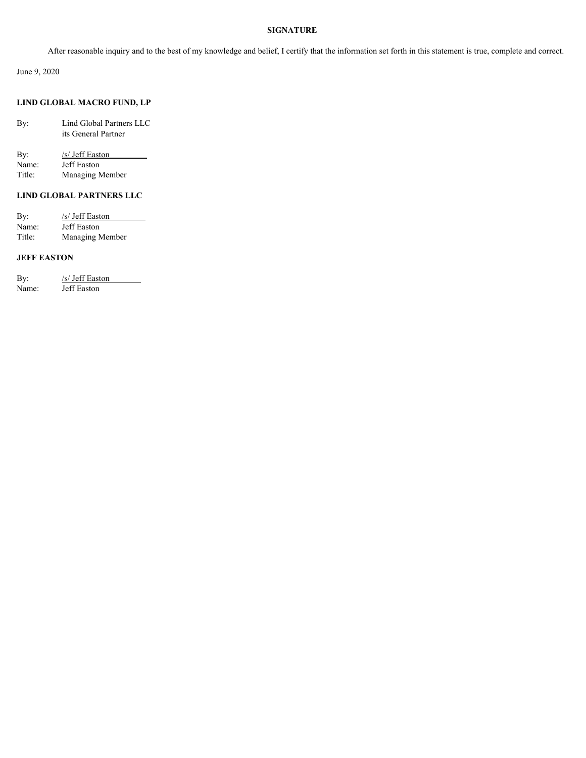## SIGNATURE

After reasonable inquiry and to the best of my knowledge and belief, I certify that the information set forth in this statement is true, complete and correct.

June 9, 2020

**LIND GLOBAL MACRO FUND, LP**

By: Lind Global Partners LLC
its General Partner

By: /s/ Jeff Easton
Name: Jeff Easton
Title: Managing Member

**LIND GLOBAL PARTNERS LLC**

By: /s/ Jeff Easton
Name: Jeff Easton
Title: Managing Member

**JEFF EASTON**

By: /s/ Jeff Easton
Name: Jeff Easton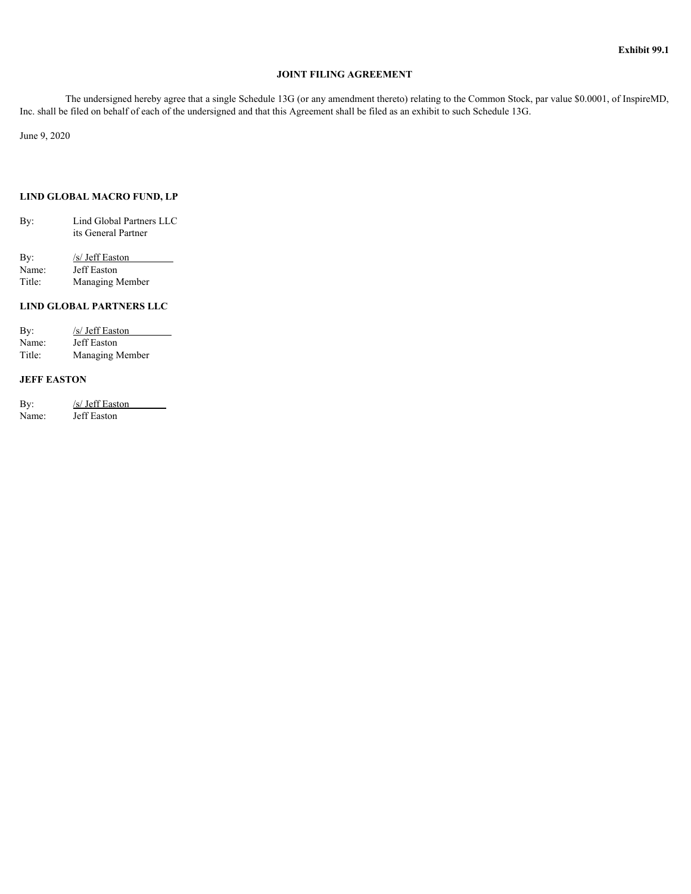**Exhibit 99.1**

**JOINT FILING AGREEMENT**

The undersigned hereby agree that a single Schedule 13G (or any amendment thereto) relating to the Common Stock, par value $0.0001, of InspireMD, Inc. shall be filed on behalf of each of the undersigned and that this Agreement shall be filed as an exhibit to such Schedule 13G.

June 9, 2020

**LIND GLOBAL MACRO FUND, LP**

By: Lind Global Partners LLC
its General Partner

By: /s/ Jeff Easton
Name: Jeff Easton
Title: Managing Member

**LIND GLOBAL PARTNERS LLC**

By: /s/ Jeff Easton
Name: Jeff Easton
Title: Managing Member

**JEFF EASTON**

By: /s/ Jeff Easton
Name: Jeff Easton